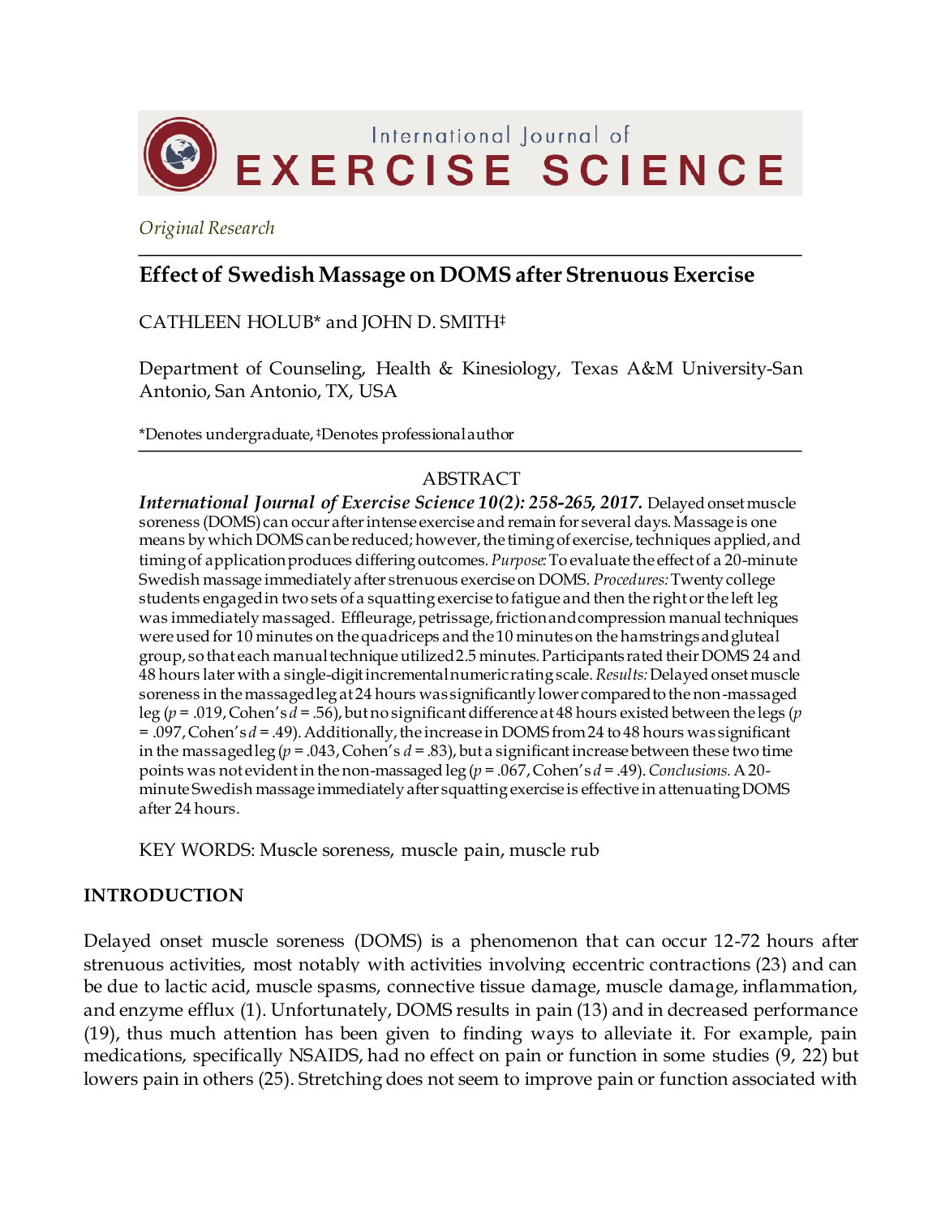International Journal of **EXERCISE SCIENCE**

*Original Research*

# Effect of Swedish Massage on DOMS after Strenuous Exercise

CATHLEEN HOLUB* and JOHN D. SMITH‡

Department of Counseling, Health & Kinesiology, Texas A&M University-San Antonio, San Antonio, TX, USA

*Denotes undergraduate, ‡Denotes professional author

## ABSTRACT

***International Journal of Exercise Science 10(2): 258-265, 2017.*** Delayed onset muscle soreness (DOMS) can occur after intense exercise and remain for several days. Massage is one means by which DOMS can be reduced; however, the timing of exercise, techniques applied, and timing of application produces differing outcomes. *Purpose:* To evaluate the effect of a 20-minute Swedish massage immediately after strenuous exercise on DOMS. *Procedures:* Twenty college students engaged in two sets of a squatting exercise to fatigue and then the right or the left leg was immediately massaged. Effleurage, petrissage, friction and compression manual techniques were used for 10 minutes on the quadriceps and the 10 minutes on the hamstrings and gluteal group, so that each manual technique utilized 2.5 minutes. Participants rated their DOMS 24 and 48 hours later with a single-digit incremental numeric rating scale. *Results:* Delayed onset muscle soreness in the massaged leg at 24 hours was significantly lower compared to the non-massaged leg ($p$ = .019, Cohen's $d$ = .56), but no significant difference at 48 hours existed between the legs ($p$ = .097, Cohen's $d$ = .49). Additionally, the increase in DOMS from 24 to 48 hours was significant in the massaged leg ($p$ = .043, Cohen's $d$ = .83), but a significant increase between these two time points was not evident in the non-massaged leg ($p$ = .067, Cohen's $d$ = .49). *Conclusions.* A 20-minute Swedish massage immediately after squatting exercise is effective in attenuating DOMS after 24 hours.

KEY WORDS: Muscle soreness, muscle pain, muscle rub

## INTRODUCTION

Delayed onset muscle soreness (DOMS) is a phenomenon that can occur 12-72 hours after strenuous activities, most notably with activities involving eccentric contractions (23) and can be due to lactic acid, muscle spasms, connective tissue damage, muscle damage, inflammation, and enzyme efflux (1). Unfortunately, DOMS results in pain (13) and in decreased performance (19), thus much attention has been given to finding ways to alleviate it. For example, pain medications, specifically NSAIDS, had no effect on pain or function in some studies (9, 22) but lowers pain in others (25). Stretching does not seem to improve pain or function associated with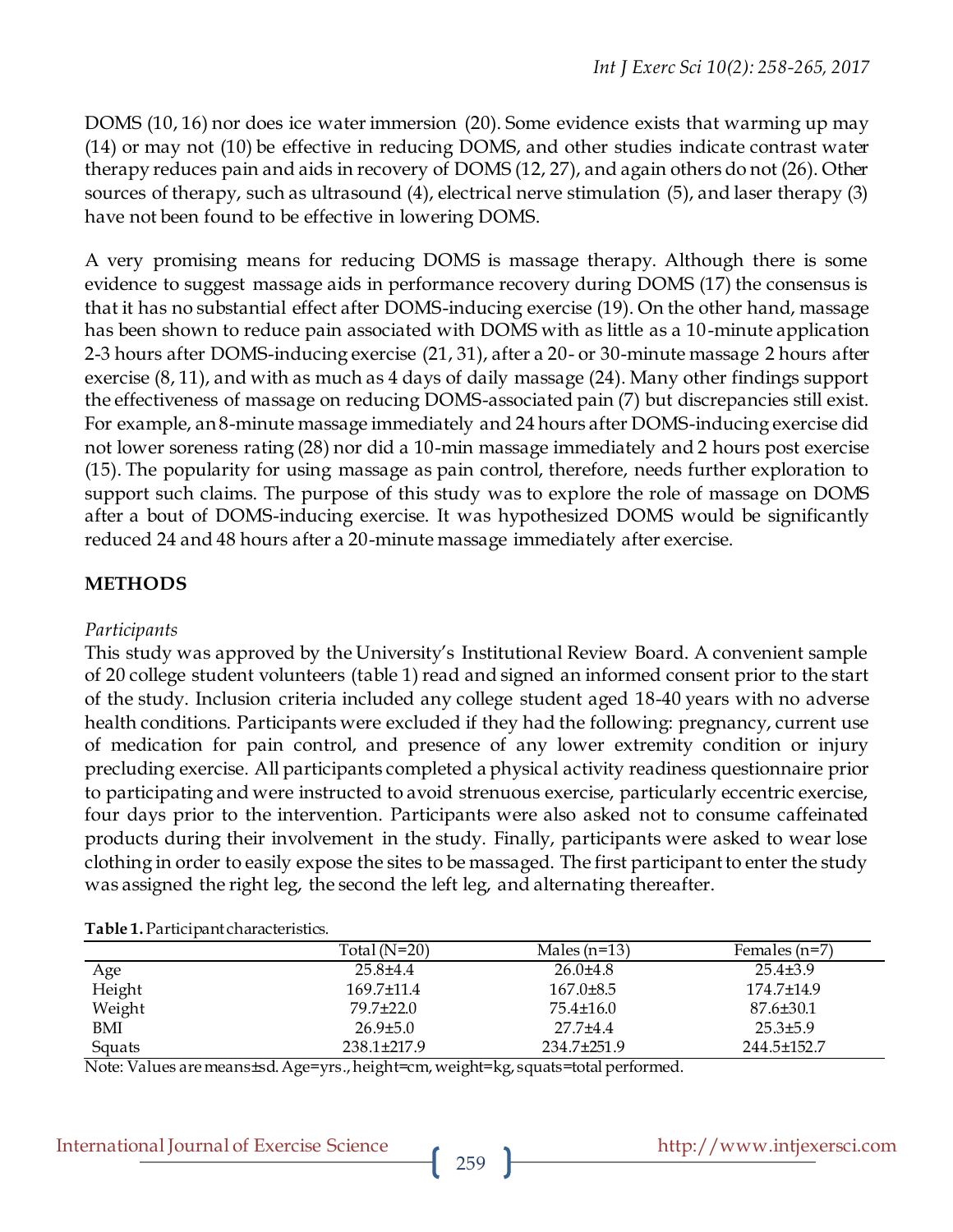DOMS (10, 16) nor does ice water immersion (20). Some evidence exists that warming up may (14) or may not (10) be effective in reducing DOMS, and other studies indicate contrast water therapy reduces pain and aids in recovery of DOMS (12, 27), and again others do not (26). Other sources of therapy, such as ultrasound (4), electrical nerve stimulation (5), and laser therapy (3) have not been found to be effective in lowering DOMS.

A very promising means for reducing DOMS is massage therapy. Although there is some evidence to suggest massage aids in performance recovery during DOMS (17) the consensus is that it has no substantial effect after DOMS-inducing exercise (19). On the other hand, massage has been shown to reduce pain associated with DOMS with as little as a 10-minute application 2-3 hours after DOMS-inducing exercise (21, 31), after a 20- or 30-minute massage 2 hours after exercise (8, 11), and with as much as 4 days of daily massage (24). Many other findings support the effectiveness of massage on reducing DOMS-associated pain (7) but discrepancies still exist. For example, an 8-minute massage immediately and 24 hours after DOMS-inducing exercise did not lower soreness rating (28) nor did a 10-min massage immediately and 2 hours post exercise (15). The popularity for using massage as pain control, therefore, needs further exploration to support such claims. The purpose of this study was to explore the role of massage on DOMS after a bout of DOMS-inducing exercise. It was hypothesized DOMS would be significantly reduced 24 and 48 hours after a 20-minute massage immediately after exercise.

## METHODS

*Participants*

This study was approved by the University's Institutional Review Board. A convenient sample of 20 college student volunteers (table 1) read and signed an informed consent prior to the start of the study. Inclusion criteria included any college student aged 18-40 years with no adverse health conditions. Participants were excluded if they had the following: pregnancy, current use of medication for pain control, and presence of any lower extremity condition or injury precluding exercise. All participants completed a physical activity readiness questionnaire prior to participating and were instructed to avoid strenuous exercise, particularly eccentric exercise, four days prior to the intervention. Participants were also asked not to consume caffeinated products during their involvement in the study. Finally, participants were asked to wear lose clothing in order to easily expose the sites to be massaged. The first participant to enter the study was assigned the right leg, the second the left leg, and alternating thereafter.

**Table 1.** Participant characteristics.

| | Total (N=20) | Males (n=13) | Females (n=7) |
|---|---|---|---|
| Age | 25.8±4.4 | 26.0±4.8 | 25.4±3.9 |
| Height | 169.7±11.4 | 167.0±8.5 | 174.7±14.9 |
| Weight | 79.7±22.0 | 75.4±16.0 | 87.6±30.1 |
| BMI | 26.9±5.0 | 27.7±4.4 | 25.3±5.9 |
| Squats | 238.1±217.9 | 234.7±251.9 | 244.5±152.7 |

Note: Values are means±sd. Age=yrs., height=cm, weight=kg, squats=total performed.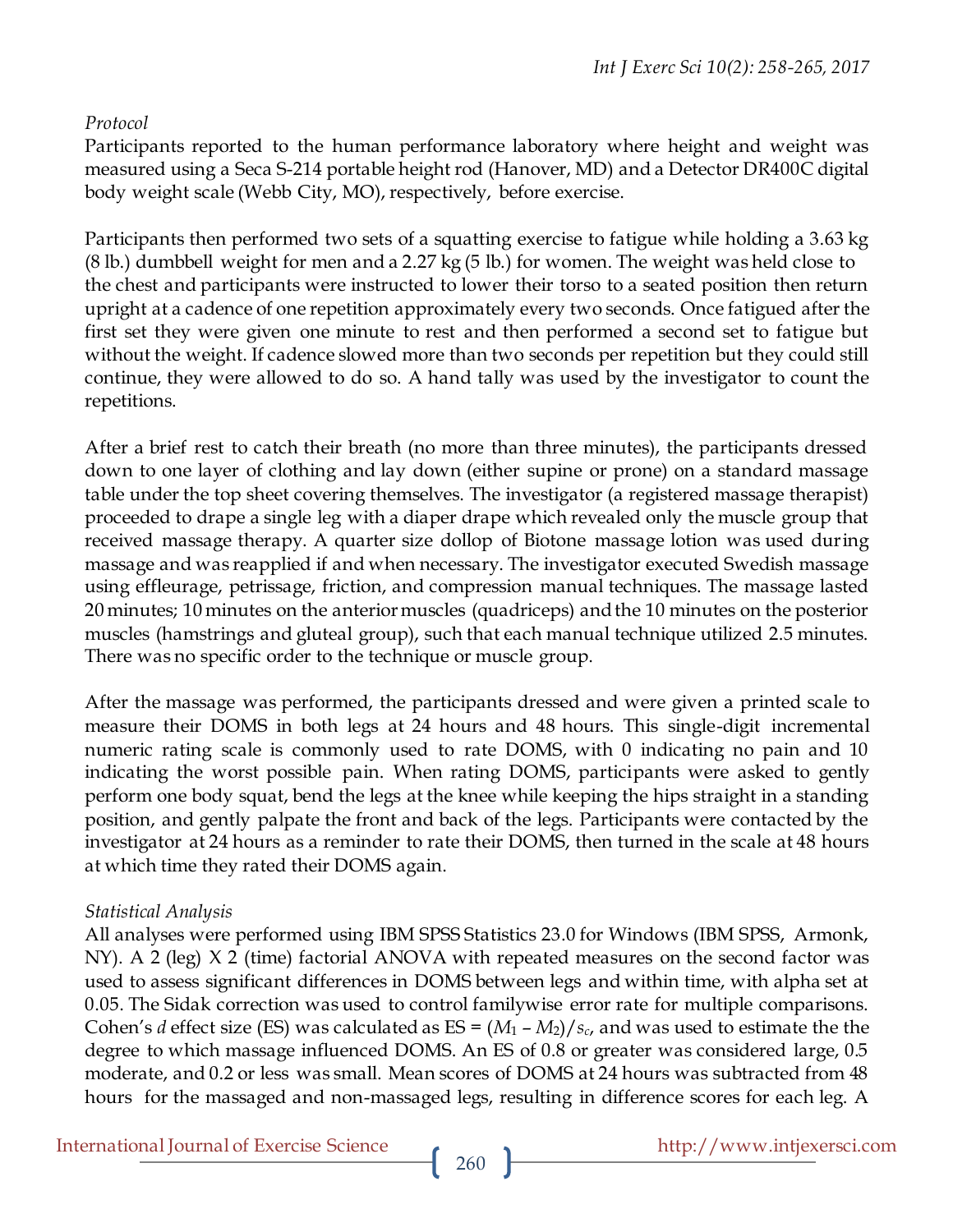*Protocol*

Participants reported to the human performance laboratory where height and weight was measured using a Seca S-214 portable height rod (Hanover, MD) and a Detector DR400C digital body weight scale (Webb City, MO), respectively, before exercise.

Participants then performed two sets of a squatting exercise to fatigue while holding a 3.63 kg (8 lb.) dumbbell weight for men and a 2.27 kg (5 lb.) for women. The weight was held close to the chest and participants were instructed to lower their torso to a seated position then return upright at a cadence of one repetition approximately every two seconds. Once fatigued after the first set they were given one minute to rest and then performed a second set to fatigue but without the weight. If cadence slowed more than two seconds per repetition but they could still continue, they were allowed to do so. A hand tally was used by the investigator to count the repetitions.

After a brief rest to catch their breath (no more than three minutes), the participants dressed down to one layer of clothing and lay down (either supine or prone) on a standard massage table under the top sheet covering themselves. The investigator (a registered massage therapist) proceeded to drape a single leg with a diaper drape which revealed only the muscle group that received massage therapy. A quarter size dollop of Biotone massage lotion was used during massage and was reapplied if and when necessary. The investigator executed Swedish massage using effleurage, petrissage, friction, and compression manual techniques. The massage lasted 20 minutes; 10 minutes on the anterior muscles (quadriceps) and the 10 minutes on the posterior muscles (hamstrings and gluteal group), such that each manual technique utilized 2.5 minutes. There was no specific order to the technique or muscle group.

After the massage was performed, the participants dressed and were given a printed scale to measure their DOMS in both legs at 24 hours and 48 hours. This single-digit incremental numeric rating scale is commonly used to rate DOMS, with 0 indicating no pain and 10 indicating the worst possible pain. When rating DOMS, participants were asked to gently perform one body squat, bend the legs at the knee while keeping the hips straight in a standing position, and gently palpate the front and back of the legs. Participants were contacted by the investigator at 24 hours as a reminder to rate their DOMS, then turned in the scale at 48 hours at which time they rated their DOMS again.

*Statistical Analysis*

All analyses were performed using IBM SPSS Statistics 23.0 for Windows (IBM SPSS, Armonk, NY). A 2 (leg) X 2 (time) factorial ANOVA with repeated measures on the second factor was used to assess significant differences in DOMS between legs and within time, with alpha set at 0.05. The Sidak correction was used to control familywise error rate for multiple comparisons. Cohen's *d* effect size (ES) was calculated as ES = $(M_1 - M_2)/s_c$, and was used to estimate the the degree to which massage influenced DOMS. An ES of 0.8 or greater was considered large, 0.5 moderate, and 0.2 or less was small. Mean scores of DOMS at 24 hours was subtracted from 48 hours for the massaged and non-massaged legs, resulting in difference scores for each leg. A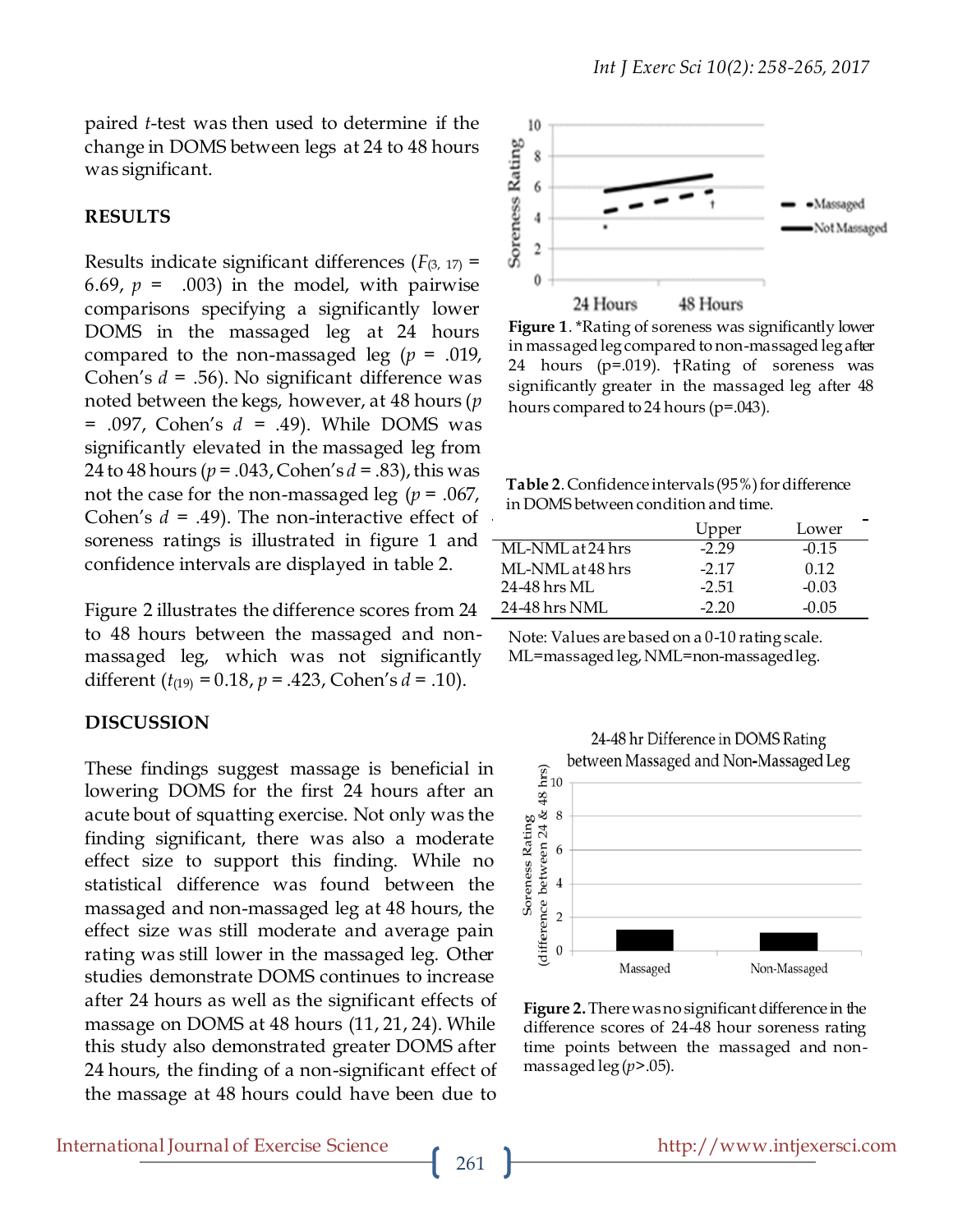paired *t*-test was then used to determine if the change in DOMS between legs at 24 to 48 hours was significant.

## RESULTS

Results indicate significant differences ($F_{(3, 17)}$ = 6.69, $p$ = .003) in the model, with pairwise comparisons specifying a significantly lower DOMS in the massaged leg at 24 hours compared to the non-massaged leg ($p$ = .019, Cohen's $d$ = .56). No significant difference was noted between the kegs, however, at 48 hours ($p$ = .097, Cohen's $d$ = .49). While DOMS was significantly elevated in the massaged leg from 24 to 48 hours ($p$ = .043, Cohen's $d$ = .83), this was not the case for the non-massaged leg ($p$ = .067, Cohen's $d$ = .49). The non-interactive effect of soreness ratings is illustrated in figure 1 and confidence intervals are displayed in table 2.

Figure 2 illustrates the difference scores from 24 to 48 hours between the massaged and non-massaged leg, which was not significantly different ($t_{(19)}$ = 0.18, $p$ = .423, Cohen's $d$ = .10).

**Figure 1**. *Rating of soreness was significantly lower in massaged leg compared to non-massaged leg after 24 hours (p=.019). †Rating of soreness was significantly greater in the massaged leg after 48 hours compared to 24 hours (p=.043).

**Table 2**. Confidence intervals (95%) for difference in DOMS between condition and time.

| | Upper | Lower |
|---|---|---|
| ML-NML at 24 hrs | -2.29 | -0.15 |
| ML-NML at 48 hrs | -2.17 | 0.12 |
| 24-48 hrs ML | -2.51 | -0.03 |
| 24-48 hrs NML | -2.20 | -0.05 |

Note: Values are based on a 0-10 rating scale. ML=massaged leg, NML=non-massaged leg.

**Figure 2.** There was no significant difference in the difference scores of 24-48 hour soreness rating time points between the massaged and non-massaged leg ($p$>.05).

## DISCUSSION

These findings suggest massage is beneficial in lowering DOMS for the first 24 hours after an acute bout of squatting exercise. Not only was the finding significant, there was also a moderate effect size to support this finding. While no statistical difference was found between the massaged and non-massaged leg at 48 hours, the effect size was still moderate and average pain rating was still lower in the massaged leg. Other studies demonstrate DOMS continues to increase after 24 hours as well as the significant effects of massage on DOMS at 48 hours (11, 21, 24). While this study also demonstrated greater DOMS after 24 hours, the finding of a non-significant effect of the massage at 48 hours could have been due to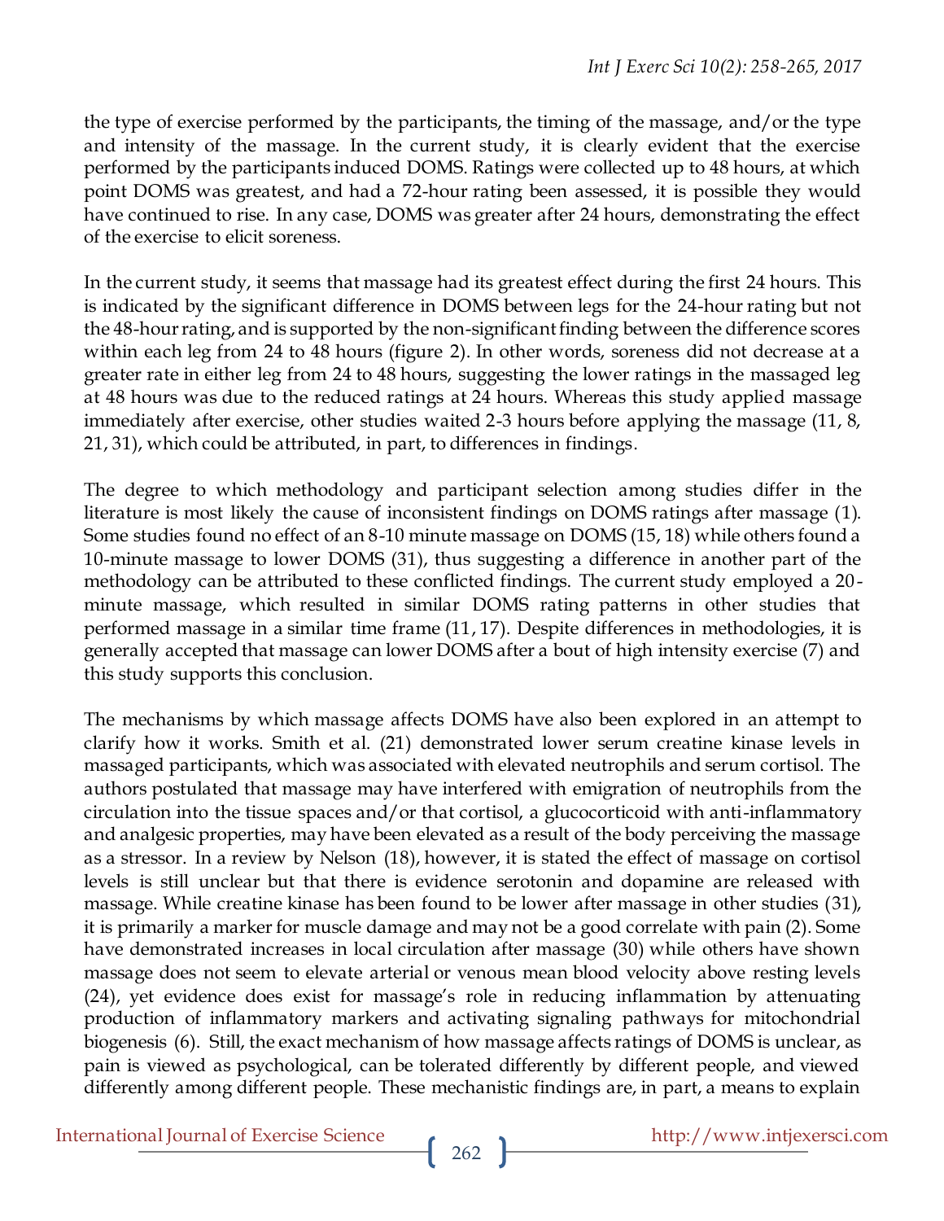the type of exercise performed by the participants, the timing of the massage, and/or the type and intensity of the massage. In the current study, it is clearly evident that the exercise performed by the participants induced DOMS. Ratings were collected up to 48 hours, at which point DOMS was greatest, and had a 72-hour rating been assessed, it is possible they would have continued to rise. In any case, DOMS was greater after 24 hours, demonstrating the effect of the exercise to elicit soreness.

In the current study, it seems that massage had its greatest effect during the first 24 hours. This is indicated by the significant difference in DOMS between legs for the 24-hour rating but not the 48-hour rating, and is supported by the non-significant finding between the difference scores within each leg from 24 to 48 hours (figure 2). In other words, soreness did not decrease at a greater rate in either leg from 24 to 48 hours, suggesting the lower ratings in the massaged leg at 48 hours was due to the reduced ratings at 24 hours. Whereas this study applied massage immediately after exercise, other studies waited 2-3 hours before applying the massage (11, 8, 21, 31), which could be attributed, in part, to differences in findings.

The degree to which methodology and participant selection among studies differ in the literature is most likely the cause of inconsistent findings on DOMS ratings after massage (1). Some studies found no effect of an 8-10 minute massage on DOMS (15, 18) while others found a 10-minute massage to lower DOMS (31), thus suggesting a difference in another part of the methodology can be attributed to these conflicted findings. The current study employed a 20-minute massage, which resulted in similar DOMS rating patterns in other studies that performed massage in a similar time frame (11, 17). Despite differences in methodologies, it is generally accepted that massage can lower DOMS after a bout of high intensity exercise (7) and this study supports this conclusion.

The mechanisms by which massage affects DOMS have also been explored in an attempt to clarify how it works. Smith et al. (21) demonstrated lower serum creatine kinase levels in massaged participants, which was associated with elevated neutrophils and serum cortisol. The authors postulated that massage may have interfered with emigration of neutrophils from the circulation into the tissue spaces and/or that cortisol, a glucocorticoid with anti-inflammatory and analgesic properties, may have been elevated as a result of the body perceiving the massage as a stressor. In a review by Nelson (18), however, it is stated the effect of massage on cortisol levels is still unclear but that there is evidence serotonin and dopamine are released with massage. While creatine kinase has been found to be lower after massage in other studies (31), it is primarily a marker for muscle damage and may not be a good correlate with pain (2). Some have demonstrated increases in local circulation after massage (30) while others have shown massage does not seem to elevate arterial or venous mean blood velocity above resting levels (24), yet evidence does exist for massage's role in reducing inflammation by attenuating production of inflammatory markers and activating signaling pathways for mitochondrial biogenesis (6). Still, the exact mechanism of how massage affects ratings of DOMS is unclear, as pain is viewed as psychological, can be tolerated differently by different people, and viewed differently among different people. These mechanistic findings are, in part, a means to explain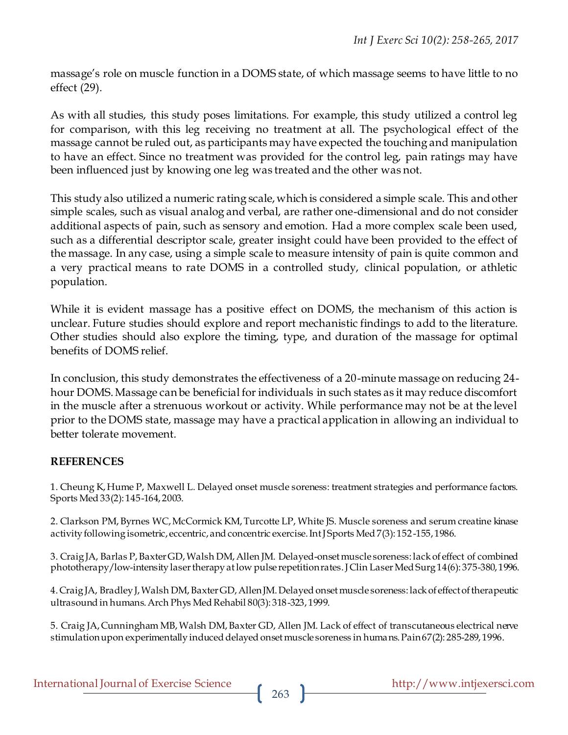massage's role on muscle function in a DOMS state, of which massage seems to have little to no effect (29).

As with all studies, this study poses limitations. For example, this study utilized a control leg for comparison, with this leg receiving no treatment at all. The psychological effect of the massage cannot be ruled out, as participants may have expected the touching and manipulation to have an effect. Since no treatment was provided for the control leg, pain ratings may have been influenced just by knowing one leg was treated and the other was not.

This study also utilized a numeric rating scale, which is considered a simple scale. This and other simple scales, such as visual analog and verbal, are rather one-dimensional and do not consider additional aspects of pain, such as sensory and emotion. Had a more complex scale been used, such as a differential descriptor scale, greater insight could have been provided to the effect of the massage. In any case, using a simple scale to measure intensity of pain is quite common and a very practical means to rate DOMS in a controlled study, clinical population, or athletic population.

While it is evident massage has a positive effect on DOMS, the mechanism of this action is unclear. Future studies should explore and report mechanistic findings to add to the literature. Other studies should also explore the timing, type, and duration of the massage for optimal benefits of DOMS relief.

In conclusion, this study demonstrates the effectiveness of a 20-minute massage on reducing 24-hour DOMS. Massage can be beneficial for individuals in such states as it may reduce discomfort in the muscle after a strenuous workout or activity. While performance may not be at the level prior to the DOMS state, massage may have a practical application in allowing an individual to better tolerate movement.

## REFERENCES

1. Cheung K, Hume P, Maxwell L. Delayed onset muscle soreness: treatment strategies and performance factors. Sports Med 33(2): 145-164, 2003.

2. Clarkson PM, Byrnes WC, McCormick KM, Turcotte LP, White JS. Muscle soreness and serum creatine kinase activity following isometric, eccentric, and concentric exercise. Int J Sports Med 7(3): 152-155, 1986.

3. Craig JA, Barlas P, Baxter GD, Walsh DM, Allen JM. Delayed-onset muscle soreness: lack of effect of combined phototherapy/low-intensity laser therapy at low pulse repetition rates. J Clin Laser Med Surg 14(6): 375-380, 1996.

4. Craig JA, Bradley J, Walsh DM, Baxter GD, Allen JM. Delayed onset muscle soreness: lack of effect of therapeutic ultrasound in humans. Arch Phys Med Rehabil 80(3): 318-323, 1999.

5. Craig JA, Cunningham MB, Walsh DM, Baxter GD, Allen JM. Lack of effect of transcutaneous electrical nerve stimulation upon experimentally induced delayed onset muscle soreness in humans. Pain 67(2): 285-289, 1996.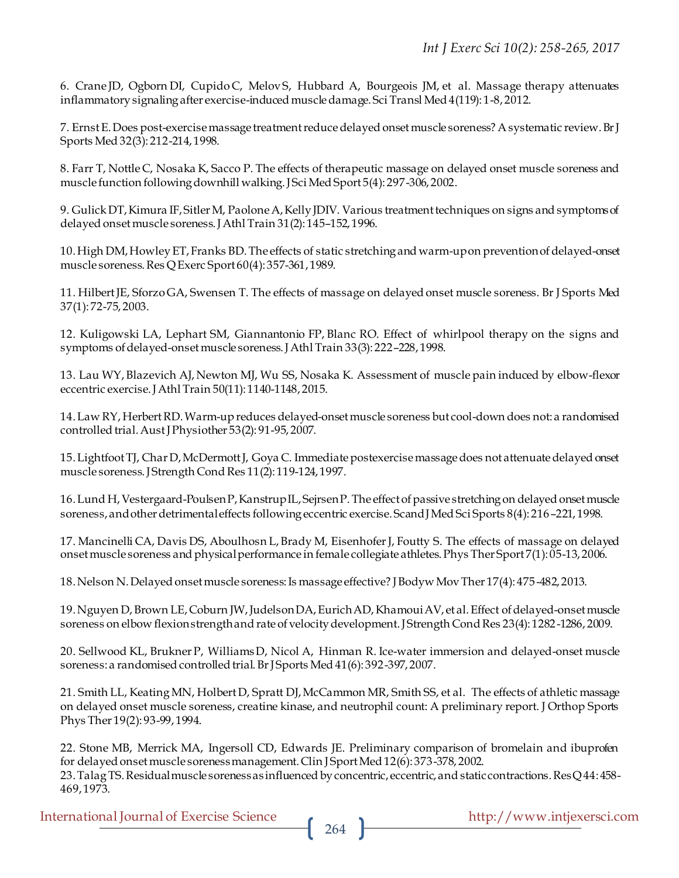6. Crane JD, Ogborn DI, Cupido C, Melov S, Hubbard A, Bourgeois JM, et al. Massage therapy attenuates inflammatory signaling after exercise-induced muscle damage. Sci Transl Med 4(119): 1-8, 2012.

7. Ernst E. Does post-exercise massage treatment reduce delayed onset muscle soreness? A systematic review. Br J Sports Med 32(3): 212-214, 1998.

8. Farr T, Nottle C, Nosaka K, Sacco P. The effects of therapeutic massage on delayed onset muscle soreness and muscle function following downhill walking. J Sci Med Sport 5(4): 297-306, 2002.

9. Gulick DT, Kimura IF, Sitler M, Paolone A, Kelly JDIV. Various treatment techniques on signs and symptoms of delayed onset muscle soreness. J Athl Train 31(2): 145–152, 1996.

10. High DM, Howley ET, Franks BD. The effects of static stretching and warm-up on prevention of delayed-onset muscle soreness. Res Q Exerc Sport 60(4): 357-361, 1989.

11. Hilbert JE, Sforzo GA, Swensen T. The effects of massage on delayed onset muscle soreness. Br J Sports Med 37(1): 72-75, 2003.

12. Kuligowski LA, Lephart SM, Giannantonio FP, Blanc RO. Effect of whirlpool therapy on the signs and symptoms of delayed-onset muscle soreness. J Athl Train 33(3): 222–228, 1998.

13. Lau WY, Blazevich AJ, Newton MJ, Wu SS, Nosaka K. Assessment of muscle pain induced by elbow-flexor eccentric exercise. J Athl Train 50(11): 1140-1148, 2015.

14. Law RY, Herbert RD. Warm-up reduces delayed-onset muscle soreness but cool-down does not: a randomised controlled trial. Aust J Physiother 53(2): 91-95, 2007.

15. Lightfoot TJ, Char D, McDermott J, Goya C. Immediate postexercise massage does not attenuate delayed onset muscle soreness. J Strength Cond Res 11(2): 119-124, 1997.

16. Lund H, Vestergaard-Poulsen P, Kanstrup IL, Sejrsen P. The effect of passive stretching on delayed onset muscle soreness, and other detrimental effects following eccentric exercise. Scand J Med Sci Sports 8(4): 216–221, 1998.

17. Mancinelli CA, Davis DS, Aboulhosn L, Brady M, Eisenhofer J, Foutty S. The effects of massage on delayed onset muscle soreness and physical performance in female collegiate athletes. Phys Ther Sport 7(1): 05-13, 2006.

18. Nelson N. Delayed onset muscle soreness: Is massage effective? J Bodyw Mov Ther 17(4): 475-482, 2013.

19. Nguyen D, Brown LE, Coburn JW, Judelson DA, Eurich AD, Khamoui AV, et al. Effect of delayed-onset muscle soreness on elbow flexion strength and rate of velocity development. J Strength Cond Res 23(4): 1282-1286, 2009.

20. Sellwood KL, Brukner P, Williams D, Nicol A, Hinman R. Ice-water immersion and delayed-onset muscle soreness: a randomised controlled trial. Br J Sports Med 41(6): 392-397, 2007.

21. Smith LL, Keating MN, Holbert D, Spratt DJ, McCammon MR, Smith SS, et al. The effects of athletic massage on delayed onset muscle soreness, creatine kinase, and neutrophil count: A preliminary report. J Orthop Sports Phys Ther 19(2): 93-99, 1994.

22. Stone MB, Merrick MA, Ingersoll CD, Edwards JE. Preliminary comparison of bromelain and ibuprofen for delayed onset muscle soreness management. Clin J Sport Med 12(6): 373-378, 2002.

23. Talag TS. Residual muscle soreness as influenced by concentric, eccentric, and static contractions. Res Q 44: 458-469, 1973.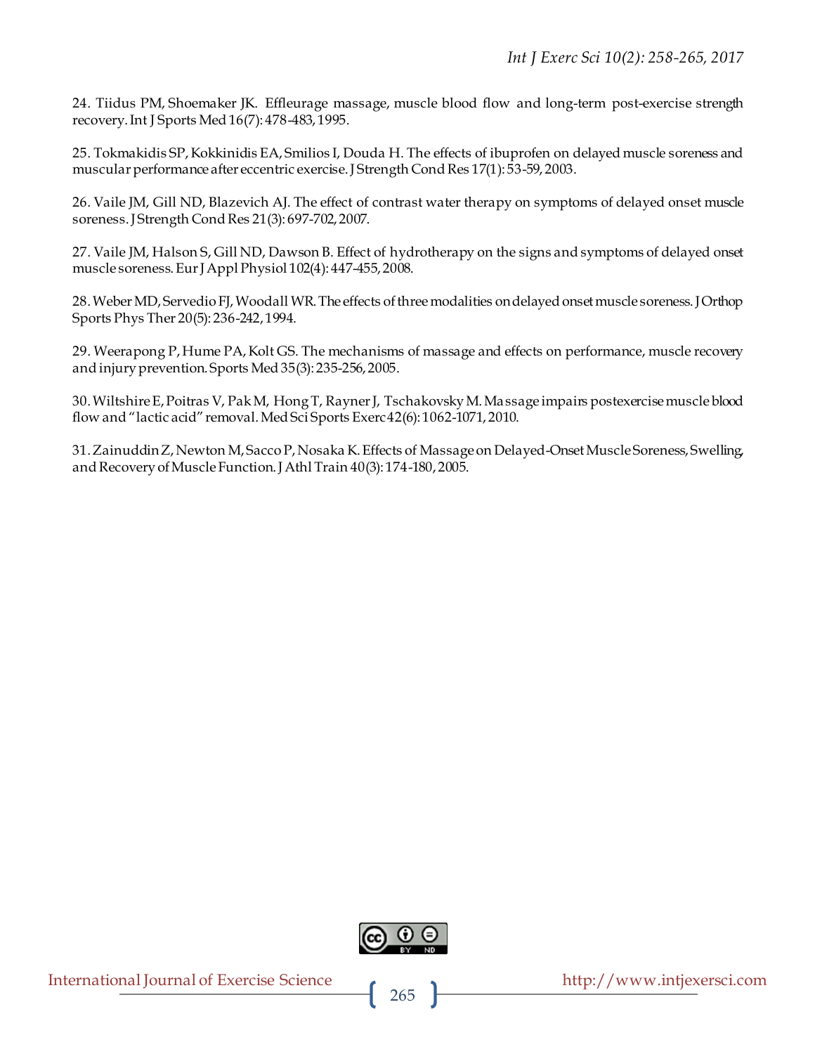24. Tiidus PM, Shoemaker JK. Effleurage massage, muscle blood flow and long-term post-exercise strength recovery. Int J Sports Med 16(7): 478-483, 1995.

25. Tokmakidis SP, Kokkinidis EA, Smilios I, Douda H. The effects of ibuprofen on delayed muscle soreness and muscular performance after eccentric exercise. J Strength Cond Res 17(1): 53-59, 2003.

26. Vaile JM, Gill ND, Blazevich AJ. The effect of contrast water therapy on symptoms of delayed onset muscle soreness. J Strength Cond Res 21(3): 697-702, 2007.

27. Vaile JM, Halson S, Gill ND, Dawson B. Effect of hydrotherapy on the signs and symptoms of delayed onset muscle soreness. Eur J Appl Physiol 102(4): 447-455, 2008.

28. Weber MD, Servedio FJ, Woodall WR. The effects of three modalities on delayed onset muscle soreness. J Orthop Sports Phys Ther 20(5): 236-242, 1994.

29. Weerapong P, Hume PA, Kolt GS. The mechanisms of massage and effects on performance, muscle recovery and injury prevention. Sports Med 35(3): 235-256, 2005.

30. Wiltshire E, Poitras V, Pak M, Hong T, Rayner J, Tschakovsky M. Massage impairs postexercise muscle blood flow and "lactic acid" removal. Med Sci Sports Exerc 42(6): 1062-1071, 2010.

31. Zainuddin Z, Newton M, Sacco P, Nosaka K. Effects of Massage on Delayed-Onset Muscle Soreness, Swelling, and Recovery of Muscle Function. J Athl Train 40(3): 174-180, 2005.